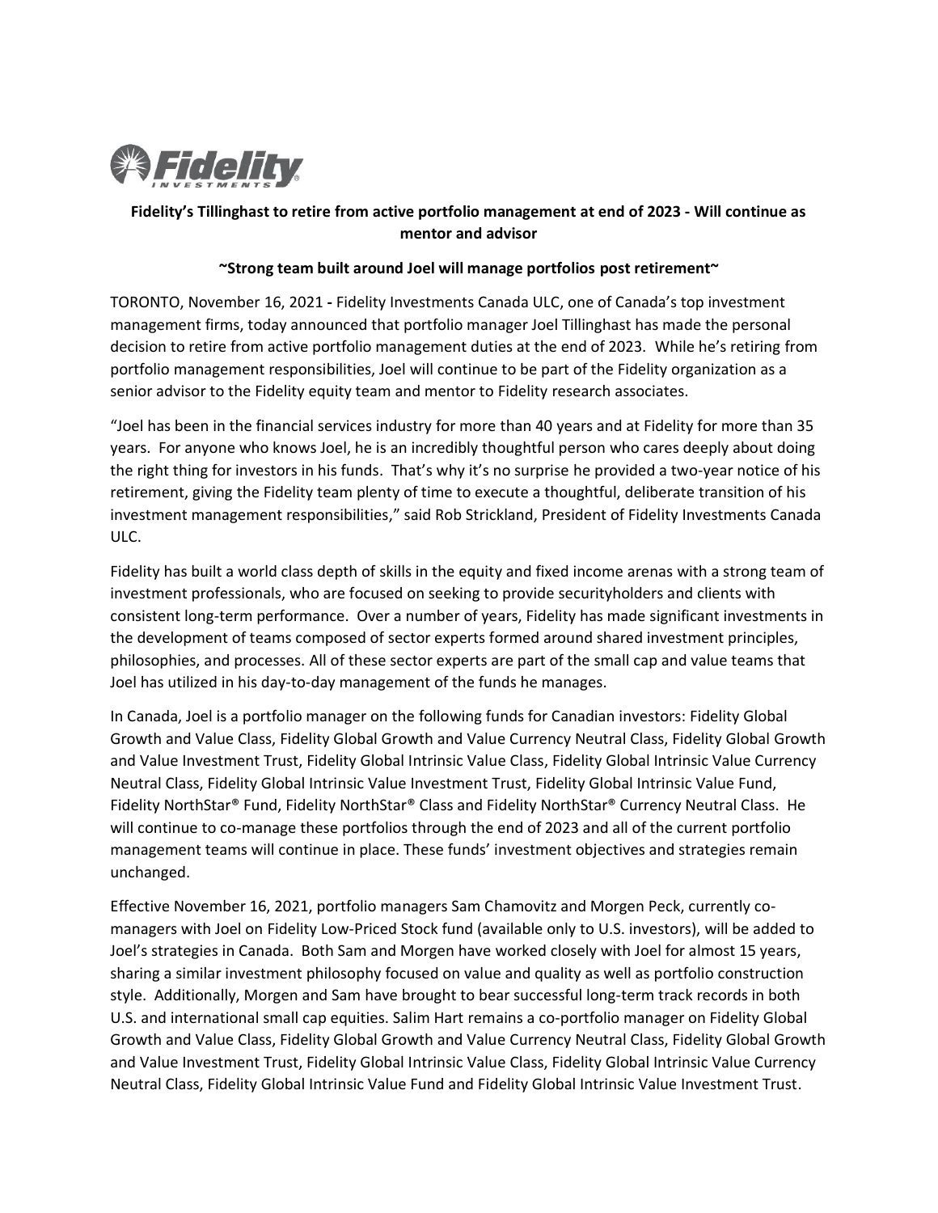**Fidelity's Tillinghast to retire from active portfolio management at end of 2023 - Will continue as mentor and advisor**

**~Strong team built around Joel will manage portfolios post retirement~**

TORONTO, November 16, 2021 **-** Fidelity Investments Canada ULC, one of Canada's top investment management firms, today announced that portfolio manager Joel Tillinghast has made the personal decision to retire from active portfolio management duties at the end of 2023. While he's retiring from portfolio management responsibilities, Joel will continue to be part of the Fidelity organization as a senior advisor to the Fidelity equity team and mentor to Fidelity research associates.

"Joel has been in the financial services industry for more than 40 years and at Fidelity for more than 35 years. For anyone who knows Joel, he is an incredibly thoughtful person who cares deeply about doing the right thing for investors in his funds. That's why it's no surprise he provided a two-year notice of his retirement, giving the Fidelity team plenty of time to execute a thoughtful, deliberate transition of his investment management responsibilities," said Rob Strickland, President of Fidelity Investments Canada ULC.

Fidelity has built a world class depth of skills in the equity and fixed income arenas with a strong team of investment professionals, who are focused on seeking to provide securityholders and clients with consistent long-term performance. Over a number of years, Fidelity has made significant investments in the development of teams composed of sector experts formed around shared investment principles, philosophies, and processes. All of these sector experts are part of the small cap and value teams that Joel has utilized in his day-to-day management of the funds he manages.

In Canada, Joel is a portfolio manager on the following funds for Canadian investors: Fidelity Global Growth and Value Class, Fidelity Global Growth and Value Currency Neutral Class, Fidelity Global Growth and Value Investment Trust, Fidelity Global Intrinsic Value Class, Fidelity Global Intrinsic Value Currency Neutral Class, Fidelity Global Intrinsic Value Investment Trust, Fidelity Global Intrinsic Value Fund, Fidelity NorthStar® Fund, Fidelity NorthStar® Class and Fidelity NorthStar® Currency Neutral Class. He will continue to co-manage these portfolios through the end of 2023 and all of the current portfolio management teams will continue in place. These funds' investment objectives and strategies remain unchanged.

Effective November 16, 2021, portfolio managers Sam Chamovitz and Morgen Peck, currently co-managers with Joel on Fidelity Low-Priced Stock fund (available only to U.S. investors), will be added to Joel's strategies in Canada. Both Sam and Morgen have worked closely with Joel for almost 15 years, sharing a similar investment philosophy focused on value and quality as well as portfolio construction style. Additionally, Morgen and Sam have brought to bear successful long-term track records in both U.S. and international small cap equities. Salim Hart remains a co-portfolio manager on Fidelity Global Growth and Value Class, Fidelity Global Growth and Value Currency Neutral Class, Fidelity Global Growth and Value Investment Trust, Fidelity Global Intrinsic Value Class, Fidelity Global Intrinsic Value Currency Neutral Class, Fidelity Global Intrinsic Value Fund and Fidelity Global Intrinsic Value Investment Trust.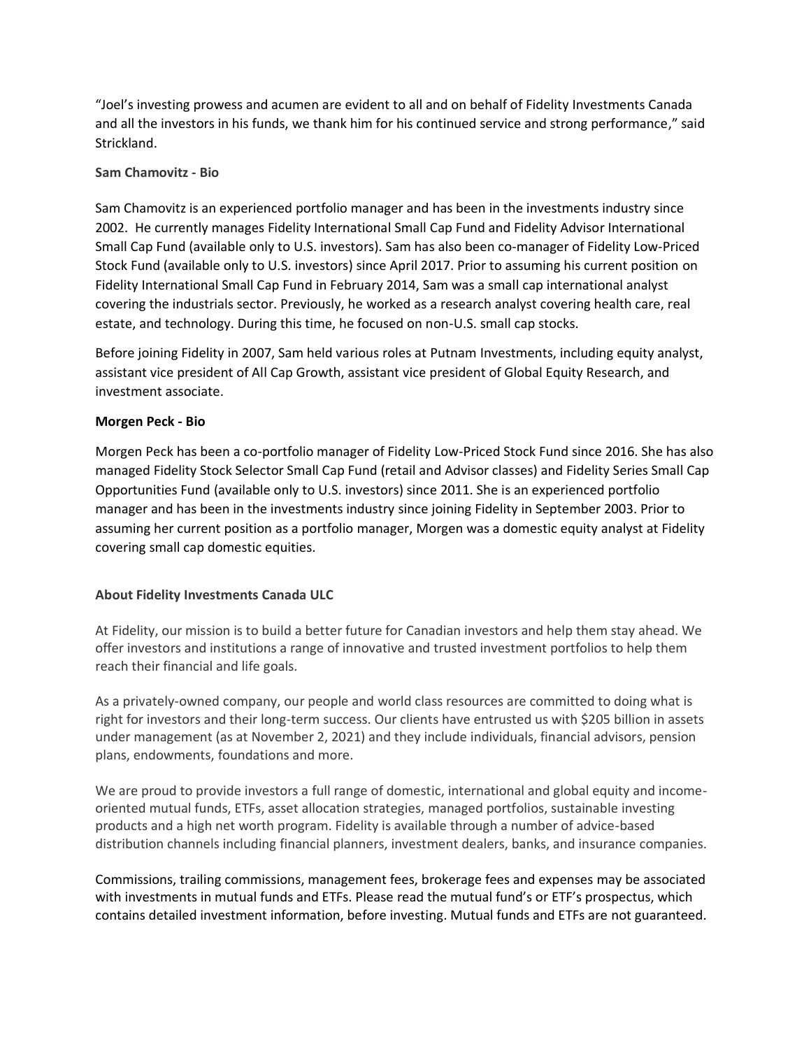"Joel's investing prowess and acumen are evident to all and on behalf of Fidelity Investments Canada and all the investors in his funds, we thank him for his continued service and strong performance," said Strickland.

**Sam Chamovitz - Bio**

Sam Chamovitz is an experienced portfolio manager and has been in the investments industry since 2002. He currently manages Fidelity International Small Cap Fund and Fidelity Advisor International Small Cap Fund (available only to U.S. investors). Sam has also been co-manager of Fidelity Low-Priced Stock Fund (available only to U.S. investors) since April 2017. Prior to assuming his current position on Fidelity International Small Cap Fund in February 2014, Sam was a small cap international analyst covering the industrials sector. Previously, he worked as a research analyst covering health care, real estate, and technology. During this time, he focused on non-U.S. small cap stocks.

Before joining Fidelity in 2007, Sam held various roles at Putnam Investments, including equity analyst, assistant vice president of All Cap Growth, assistant vice president of Global Equity Research, and investment associate.

**Morgen Peck - Bio**

Morgen Peck has been a co-portfolio manager of Fidelity Low-Priced Stock Fund since 2016. She has also managed Fidelity Stock Selector Small Cap Fund (retail and Advisor classes) and Fidelity Series Small Cap Opportunities Fund (available only to U.S. investors) since 2011. She is an experienced portfolio manager and has been in the investments industry since joining Fidelity in September 2003. Prior to assuming her current position as a portfolio manager, Morgen was a domestic equity analyst at Fidelity covering small cap domestic equities.

**About Fidelity Investments Canada ULC**

At Fidelity, our mission is to build a better future for Canadian investors and help them stay ahead. We offer investors and institutions a range of innovative and trusted investment portfolios to help them reach their financial and life goals.

As a privately-owned company, our people and world class resources are committed to doing what is right for investors and their long-term success. Our clients have entrusted us with $205 billion in assets under management (as at November 2, 2021) and they include individuals, financial advisors, pension plans, endowments, foundations and more.

We are proud to provide investors a full range of domestic, international and global equity and income-oriented mutual funds, ETFs, asset allocation strategies, managed portfolios, sustainable investing products and a high net worth program. Fidelity is available through a number of advice-based distribution channels including financial planners, investment dealers, banks, and insurance companies.

Commissions, trailing commissions, management fees, brokerage fees and expenses may be associated with investments in mutual funds and ETFs. Please read the mutual fund's or ETF's prospectus, which contains detailed investment information, before investing. Mutual funds and ETFs are not guaranteed.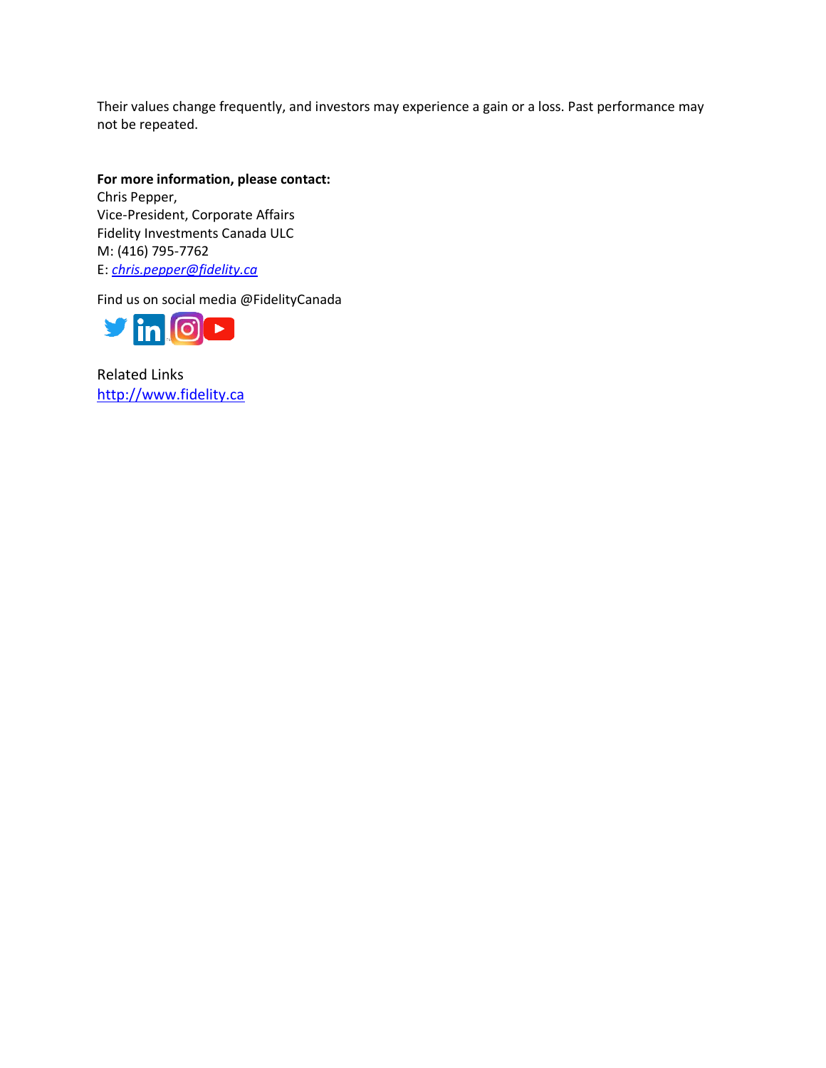Their values change frequently, and investors may experience a gain or a loss. Past performance may not be repeated.

**For more information, please contact:**
Chris Pepper,
Vice-President, Corporate Affairs
Fidelity Investments Canada ULC
M: (416) 795-7762
E: *chris.pepper@fidelity.ca*

Find us on social media @FidelityCanada

Related Links
http://www.fidelity.ca